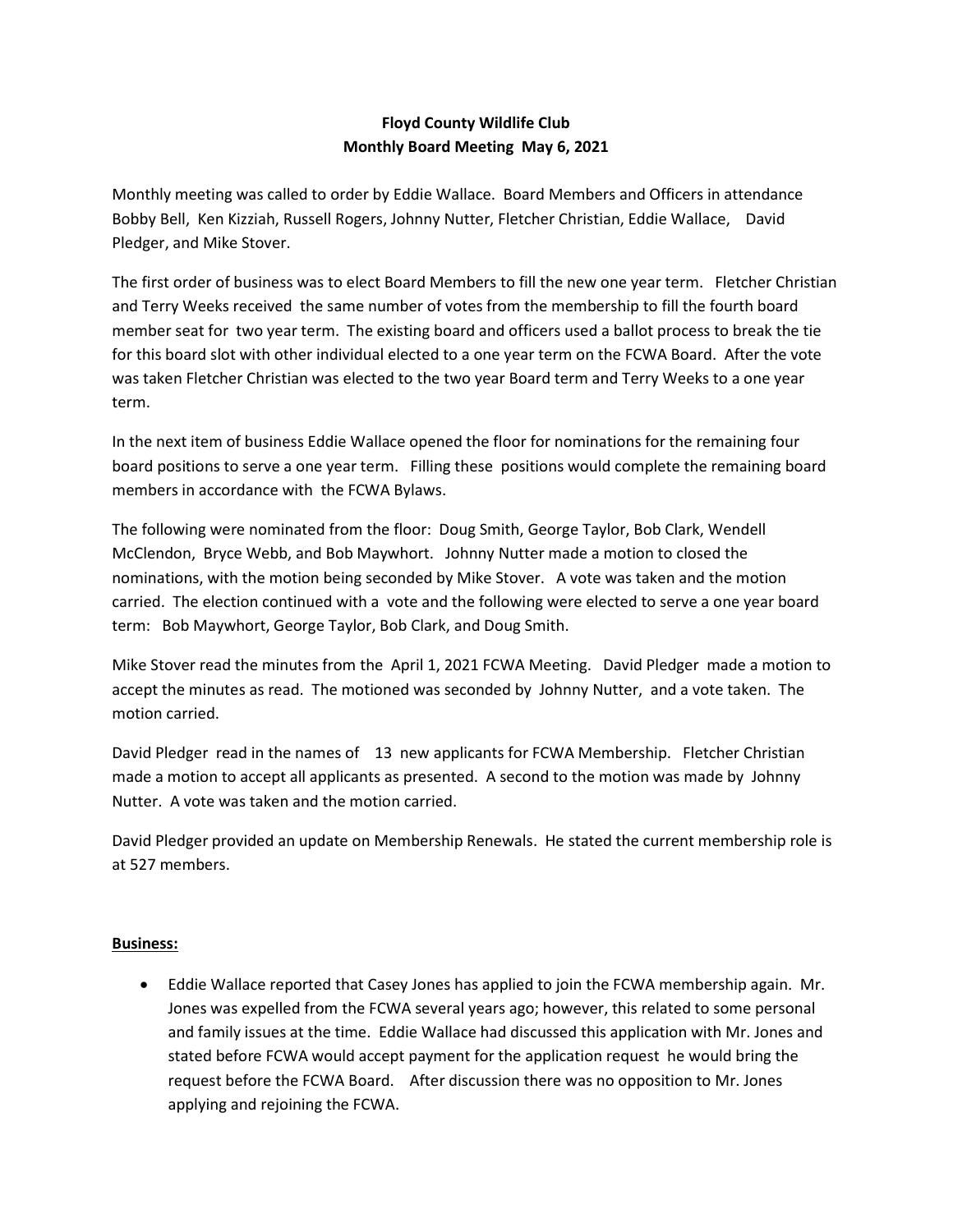**Floyd County Wildlife Club**
**Monthly Board Meeting May 6, 2021**

Monthly meeting was called to order by Eddie Wallace. Board Members and Officers in attendance Bobby Bell, Ken Kizziah, Russell Rogers, Johnny Nutter, Fletcher Christian, Eddie Wallace, David Pledger, and Mike Stover.

The first order of business was to elect Board Members to fill the new one year term. Fletcher Christian and Terry Weeks received the same number of votes from the membership to fill the fourth board member seat for two year term. The existing board and officers used a ballot process to break the tie for this board slot with other individual elected to a one year term on the FCWA Board. After the vote was taken Fletcher Christian was elected to the two year Board term and Terry Weeks to a one year term.

In the next item of business Eddie Wallace opened the floor for nominations for the remaining four board positions to serve a one year term. Filling these positions would complete the remaining board members in accordance with the FCWA Bylaws.

The following were nominated from the floor: Doug Smith, George Taylor, Bob Clark, Wendell McClendon, Bryce Webb, and Bob Maywhort. Johnny Nutter made a motion to closed the nominations, with the motion being seconded by Mike Stover. A vote was taken and the motion carried. The election continued with a vote and the following were elected to serve a one year board term: Bob Maywhort, George Taylor, Bob Clark, and Doug Smith.

Mike Stover read the minutes from the April 1, 2021 FCWA Meeting. David Pledger made a motion to accept the minutes as read. The motioned was seconded by Johnny Nutter, and a vote taken. The motion carried.

David Pledger read in the names of 13 new applicants for FCWA Membership. Fletcher Christian made a motion to accept all applicants as presented. A second to the motion was made by Johnny Nutter. A vote was taken and the motion carried.

David Pledger provided an update on Membership Renewals. He stated the current membership role is at 527 members.

**Business:**

- Eddie Wallace reported that Casey Jones has applied to join the FCWA membership again. Mr. Jones was expelled from the FCWA several years ago; however, this related to some personal and family issues at the time. Eddie Wallace had discussed this application with Mr. Jones and stated before FCWA would accept payment for the application request he would bring the request before the FCWA Board. After discussion there was no opposition to Mr. Jones applying and rejoining the FCWA.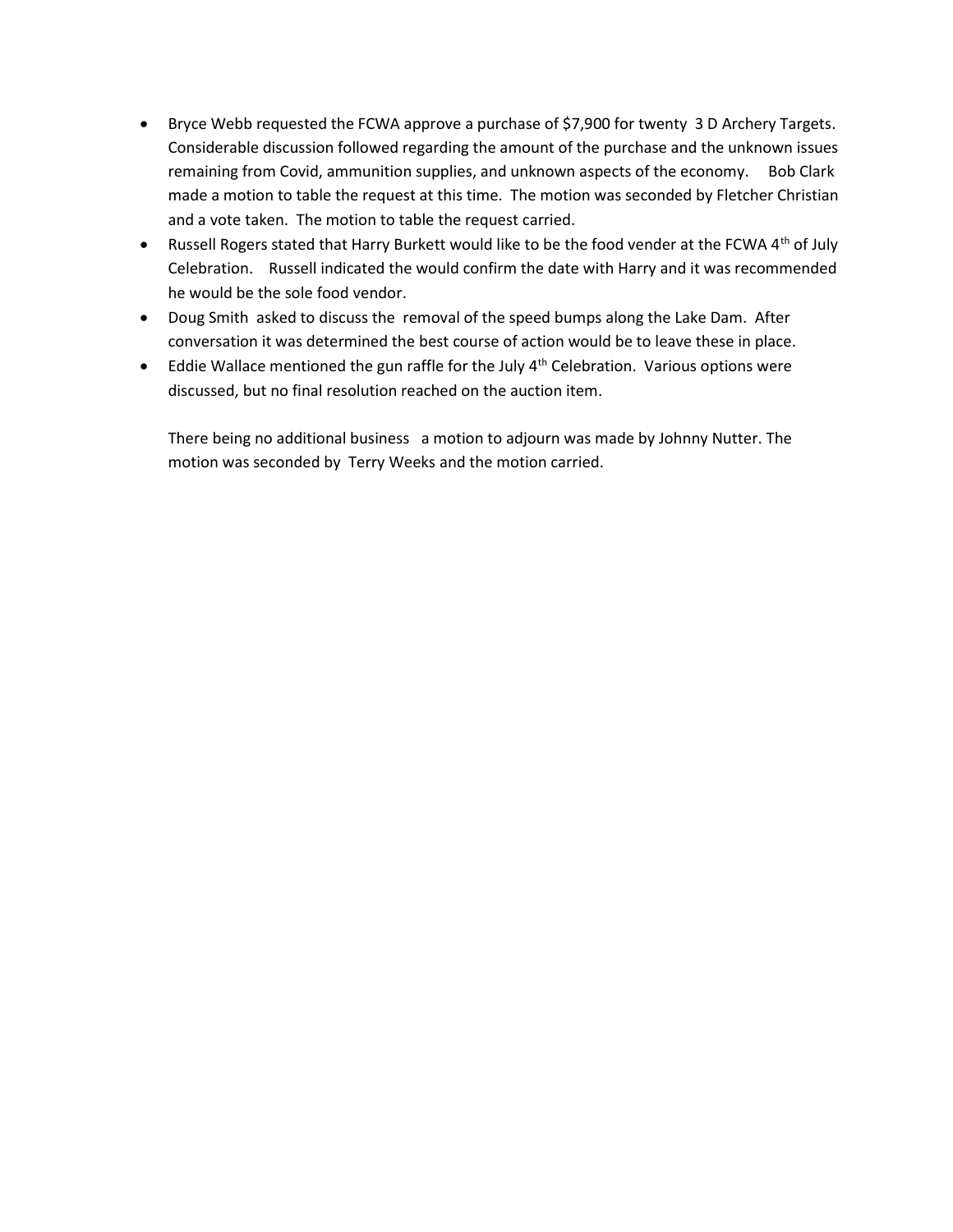- Bryce Webb requested the FCWA approve a purchase of $7,900 for twenty 3 D Archery Targets. Considerable discussion followed regarding the amount of the purchase and the unknown issues remaining from Covid, ammunition supplies, and unknown aspects of the economy. Bob Clark made a motion to table the request at this time. The motion was seconded by Fletcher Christian and a vote taken. The motion to table the request carried.
- Russell Rogers stated that Harry Burkett would like to be the food vender at the FCWA 4th of July Celebration. Russell indicated the would confirm the date with Harry and it was recommended he would be the sole food vendor.
- Doug Smith asked to discuss the removal of the speed bumps along the Lake Dam. After conversation it was determined the best course of action would be to leave these in place.
- Eddie Wallace mentioned the gun raffle for the July 4th Celebration. Various options were discussed, but no final resolution reached on the auction item.

There being no additional business a motion to adjourn was made by Johnny Nutter. The motion was seconded by Terry Weeks and the motion carried.